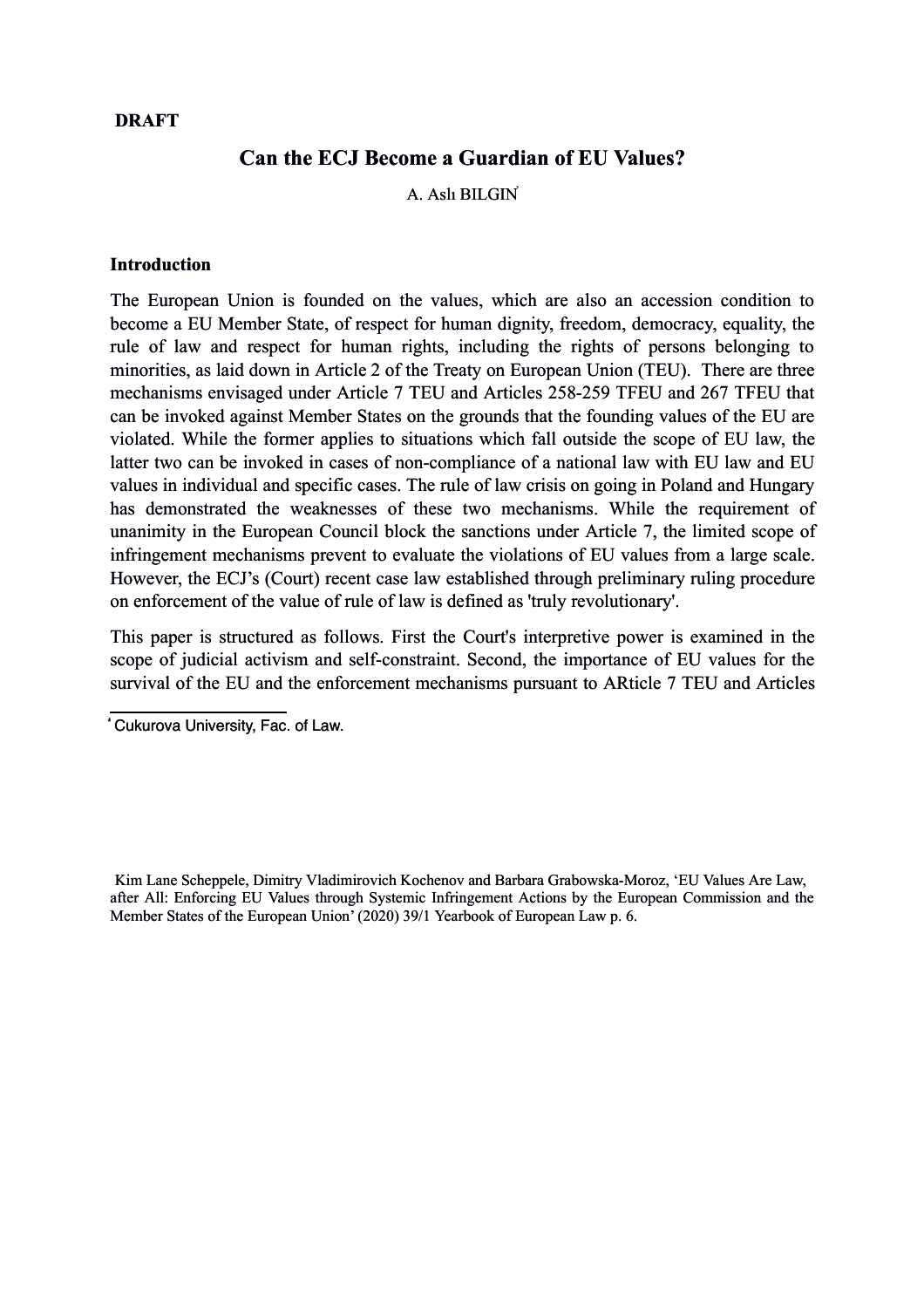**DRAFT**

# Can the ECJ Become a Guardian of EU Values?

A. Aslı BILGIN[*]

## Introduction

The European Union is founded on the values, which are also an accession condition to become a EU Member State, of respect for human dignity, freedom, democracy, equality, the rule of law and respect for human rights, including the rights of persons belonging to minorities, as laid down in Article 2 of the Treaty on European Union (TEU). There are three mechanisms envisaged under Article 7 TEU and Articles 258-259 TFEU and 267 TFEU that can be invoked against Member States on the grounds that the founding values of the EU are violated. While the former applies to situations which fall outside the scope of EU law, the latter two can be invoked in cases of non-compliance of a national law with EU law and EU values in individual and specific cases. The rule of law crisis on going in Poland and Hungary has demonstrated the weaknesses of these two mechanisms. While the requirement of unanimity in the European Council block the sanctions under Article 7, the limited scope of infringement mechanisms prevent to evaluate the violations of EU values from a large scale. However, the ECJ's (Court) recent case law established through preliminary ruling procedure on enforcement of the value of rule of law is defined as 'truly revolutionary'.

This paper is structured as follows. First the Court's interpretive power is examined in the scope of judicial activism and self-constraint. Second, the importance of EU values for the survival of the EU and the enforcement mechanisms pursuant to ARticle 7 TEU and Articles

---

[*] Cukurova University, Fac. of Law.

Kim Lane Scheppele, Dimitry Vladimirovich Kochenov and Barbara Grabowska-Moroz, 'EU Values Are Law, after All: Enforcing EU Values through Systemic Infringement Actions by the European Commission and the Member States of the European Union' (2020) 39/1 Yearbook of European Law p. 6.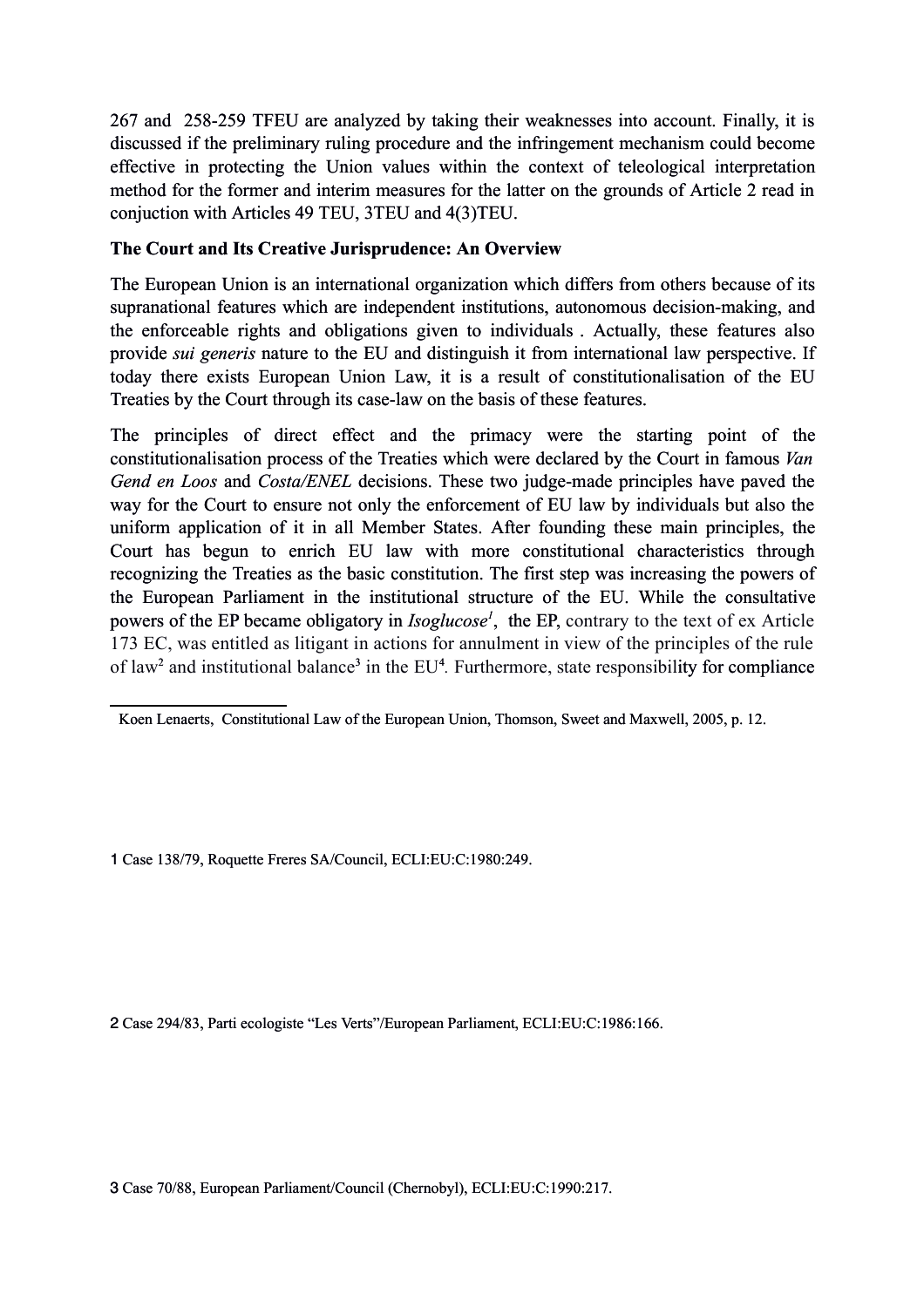267 and 258-259 TFEU are analyzed by taking their weaknesses into account. Finally, it is discussed if the preliminary ruling procedure and the infringement mechanism could become effective in protecting the Union values within the context of teleological interpretation method for the former and interim measures for the latter on the grounds of Article 2 read in conjuction with Articles 49 TEU, 3TEU and 4(3)TEU.

**The Court and Its Creative Jurisprudence: An Overview**

The European Union is an international organization which differs from others because of its supranational features which are independent institutions, autonomous decision-making, and the enforceable rights and obligations given to individuals . Actually, these features also provide *sui generis* nature to the EU and distinguish it from international law perspective. If today there exists European Union Law, it is a result of constitutionalisation of the EU Treaties by the Court through its case-law on the basis of these features.

The principles of direct effect and the primacy were the starting point of the constitutionalisation process of the Treaties which were declared by the Court in famous *Van Gend en Loos* and *Costa/ENEL* decisions. These two judge-made principles have paved the way for the Court to ensure not only the enforcement of EU law by individuals but also the uniform application of it in all Member States. After founding these main principles, the Court has begun to enrich EU law with more constitutional characteristics through recognizing the Treaties as the basic constitution. The first step was increasing the powers of the European Parliament in the institutional structure of the EU. While the consultative powers of the EP became obligatory in *Isoglucose*[1], the EP, contrary to the text of ex Article 173 EC, was entitled as litigant in actions for annulment in view of the principles of the rule of law[2] and institutional balance[3] in the EU[4]. Furthermore, state responsibility for compliance

---

Koen Lenaerts, Constitutional Law of the European Union, Thomson, Sweet and Maxwell, 2005, p. 12.

1 Case 138/79, Roquette Freres SA/Council, ECLI:EU:C:1980:249.

2 Case 294/83, Parti ecologiste "Les Verts"/European Parliament, ECLI:EU:C:1986:166.

3 Case 70/88, European Parliament/Council (Chernobyl), ECLI:EU:C:1990:217.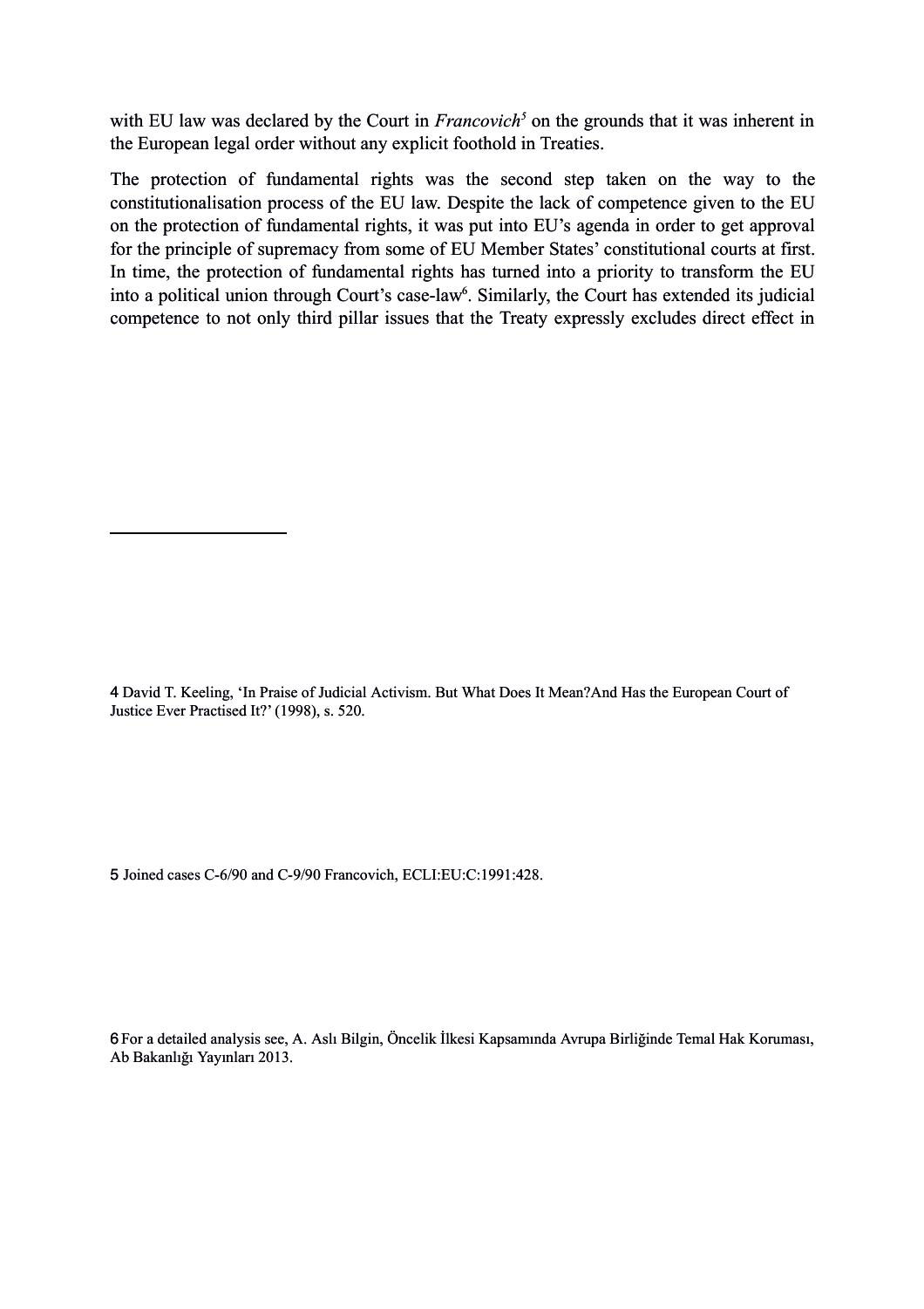with EU law was declared by the Court in *Francovich*[5] on the grounds that it was inherent in the European legal order without any explicit foothold in Treaties.

The protection of fundamental rights was the second step taken on the way to the constitutionalisation process of the EU law. Despite the lack of competence given to the EU on the protection of fundamental rights, it was put into EU's agenda in order to get approval for the principle of supremacy from some of EU Member States' constitutional courts at first. In time, the protection of fundamental rights has turned into a priority to transform the EU into a political union through Court's case-law[6]. Similarly, the Court has extended its judicial competence to not only third pillar issues that the Treaty expressly excludes direct effect in

---

4 David T. Keeling, 'In Praise of Judicial Activism. But What Does It Mean?And Has the European Court of Justice Ever Practised It?' (1998), s. 520.

5 Joined cases C-6/90 and C-9/90 Francovich, ECLI:EU:C:1991:428.

6 For a detailed analysis see, A. Aslı Bilgin, Öncelik İlkesi Kapsamında Avrupa Birliğinde Temal Hak Koruması, Ab Bakanlığı Yayınları 2013.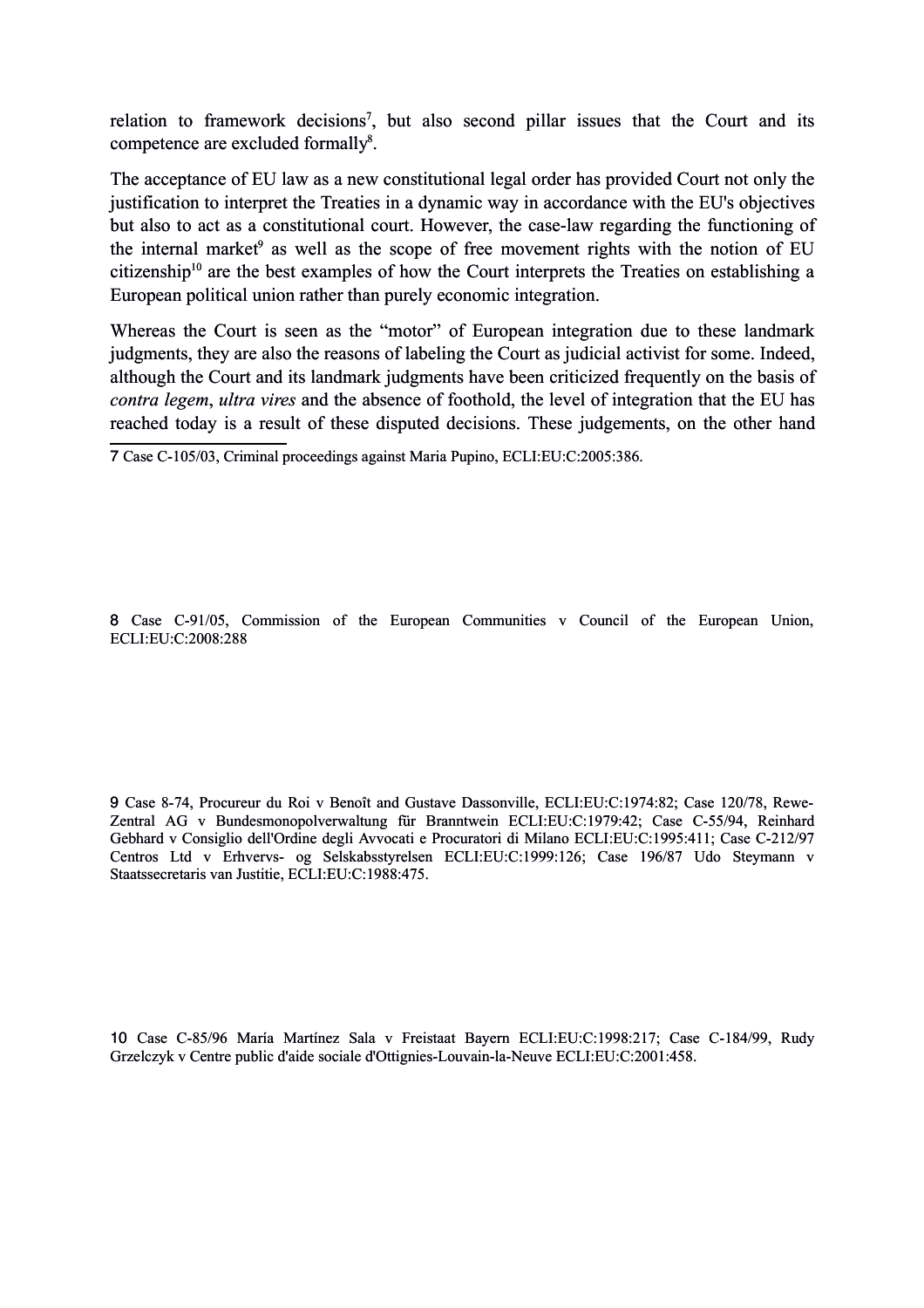relation to framework decisions[7], but also second pillar issues that the Court and its competence are excluded formally[8].

The acceptance of EU law as a new constitutional legal order has provided Court not only the justification to interpret the Treaties in a dynamic way in accordance with the EU's objectives but also to act as a constitutional court. However, the case-law regarding the functioning of the internal market[9] as well as the scope of free movement rights with the notion of EU citizenship[10] are the best examples of how the Court interprets the Treaties on establishing a European political union rather than purely economic integration.

Whereas the Court is seen as the "motor" of European integration due to these landmark judgments, they are also the reasons of labeling the Court as judicial activist for some. Indeed, although the Court and its landmark judgments have been criticized frequently on the basis of *contra legem*, *ultra vires* and the absence of foothold, the level of integration that the EU has reached today is a result of these disputed decisions. These judgements, on the other hand

7 Case C-105/03, Criminal proceedings against Maria Pupino, ECLI:EU:C:2005:386.

8 Case C-91/05, Commission of the European Communities v Council of the European Union, ECLI:EU:C:2008:288

9 Case 8-74, Procureur du Roi v Benoît and Gustave Dassonville, ECLI:EU:C:1974:82; Case 120/78, Rewe-Zentral AG v Bundesmonopolverwaltung für Branntwein ECLI:EU:C:1979:42; Case C-55/94, Reinhard Gebhard v Consiglio dell'Ordine degli Avvocati e Procuratori di Milano ECLI:EU:C:1995:411; Case C-212/97 Centros Ltd v Erhvervs- og Selskabsstyrelsen ECLI:EU:C:1999:126; Case 196/87 Udo Steymann v Staatssecretaris van Justitie, ECLI:EU:C:1988:475.

10 Case C-85/96 María Martínez Sala v Freistaat Bayern ECLI:EU:C:1998:217; Case C-184/99, Rudy Grzelczyk v Centre public d'aide sociale d'Ottignies-Louvain-la-Neuve ECLI:EU:C:2001:458.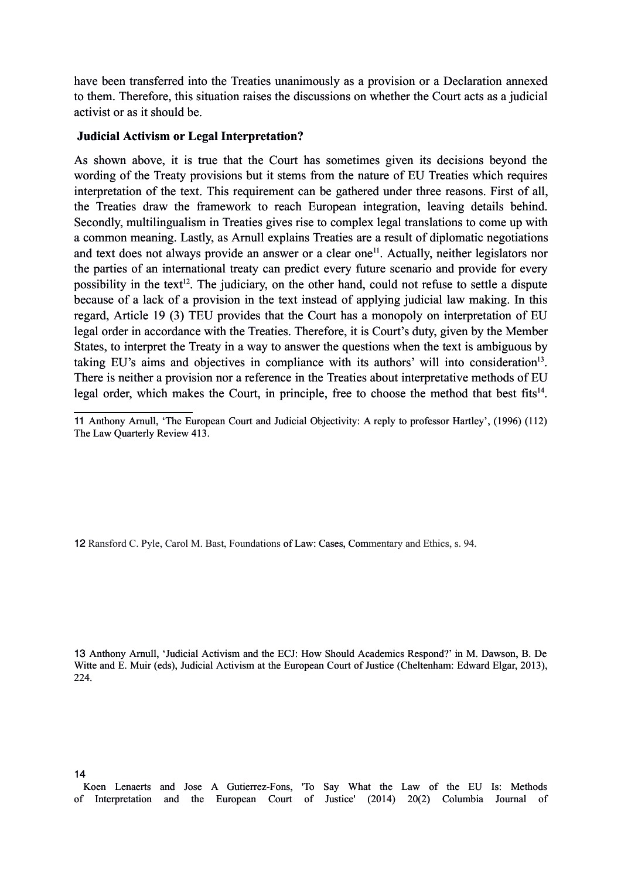have been transferred into the Treaties unanimously as a provision or a Declaration annexed to them. Therefore, this situation raises the discussions on whether the Court acts as a judicial activist or as it should be.

**Judicial Activism or Legal Interpretation?**

As shown above, it is true that the Court has sometimes given its decisions beyond the wording of the Treaty provisions but it stems from the nature of EU Treaties which requires interpretation of the text. This requirement can be gathered under three reasons. First of all, the Treaties draw the framework to reach European integration, leaving details behind. Secondly, multilingualism in Treaties gives rise to complex legal translations to come up with a common meaning. Lastly, as Arnull explains Treaties are a result of diplomatic negotiations and text does not always provide an answer or a clear one[11]. Actually, neither legislators nor the parties of an international treaty can predict every future scenario and provide for every possibility in the text[12]. The judiciary, on the other hand, could not refuse to settle a dispute because of a lack of a provision in the text instead of applying judicial law making. In this regard, Article 19 (3) TEU provides that the Court has a monopoly on interpretation of EU legal order in accordance with the Treaties. Therefore, it is Court's duty, given by the Member States, to interpret the Treaty in a way to answer the questions when the text is ambiguous by taking EU's aims and objectives in compliance with its authors' will into consideration[13]. There is neither a provision nor a reference in the Treaties about interpretative methods of EU legal order, which makes the Court, in principle, free to choose the method that best fits[14].

---

11 Anthony Arnull, 'The European Court and Judicial Objectivity: A reply to professor Hartley', (1996) (112) The Law Quarterly Review 413.

12 Ransford C. Pyle, Carol M. Bast, Foundations of Law: Cases, Commentary and Ethics, s. 94.

13 Anthony Arnull, 'Judicial Activism and the ECJ: How Should Academics Respond?' in M. Dawson, B. De Witte and E. Muir (eds), Judicial Activism at the European Court of Justice (Cheltenham: Edward Elgar, 2013), 224.

14 Koen Lenaerts and Jose A Gutierrez-Fons, 'To Say What the Law of the EU Is: Methods of Interpretation and the European Court of Justice' (2014) 20(2) Columbia Journal of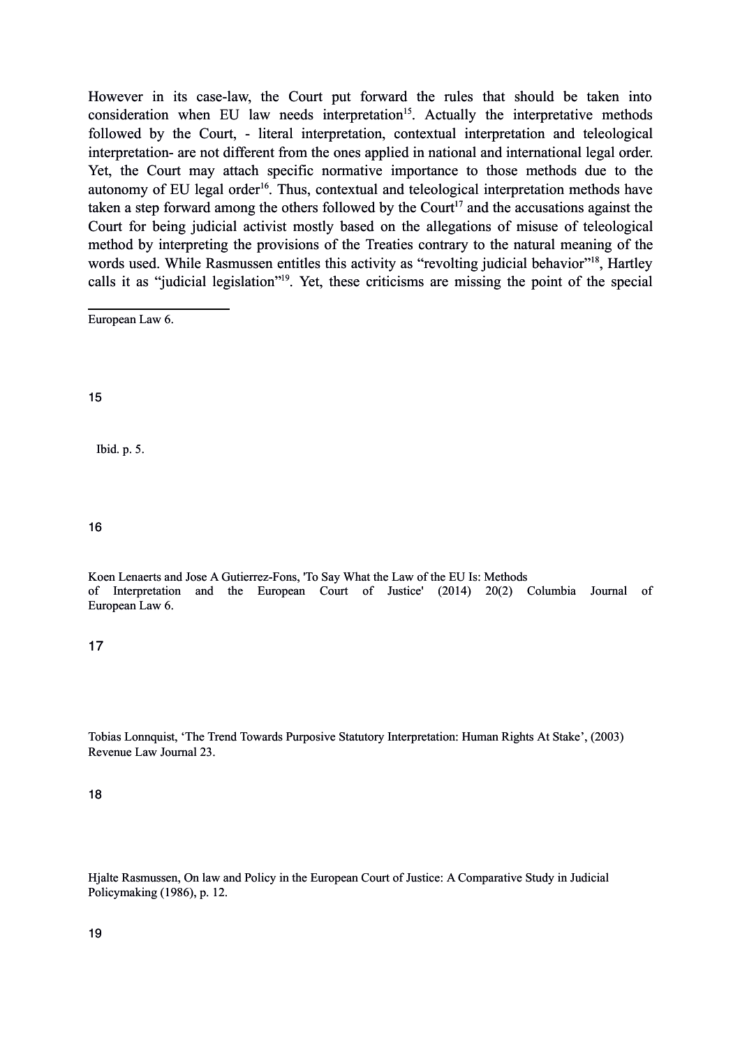However in its case-law, the Court put forward the rules that should be taken into consideration when EU law needs interpretation[15]. Actually the interpretative methods followed by the Court, - literal interpretation, contextual interpretation and teleological interpretation- are not different from the ones applied in national and international legal order. Yet, the Court may attach specific normative importance to those methods due to the autonomy of EU legal order[16]. Thus, contextual and teleological interpretation methods have taken a step forward among the others followed by the Court[17] and the accusations against the Court for being judicial activist mostly based on the allegations of misuse of teleological method by interpreting the provisions of the Treaties contrary to the natural meaning of the words used. While Rasmussen entitles this activity as "revolting judicial behavior"[18], Hartley calls it as "judicial legislation"[19]. Yet, these criticisms are missing the point of the special

---

European Law 6.

15

Ibid. p. 5.

16

Koen Lenaerts and Jose A Gutierrez-Fons, 'To Say What the Law of the EU Is: Methods of Interpretation and the European Court of Justice' (2014) 20(2) Columbia Journal of European Law 6.

17

Tobias Lonnquist, 'The Trend Towards Purposive Statutory Interpretation: Human Rights At Stake', (2003) Revenue Law Journal 23.

18

Hjalte Rasmussen, On law and Policy in the European Court of Justice: A Comparative Study in Judicial Policymaking (1986), p. 12.

19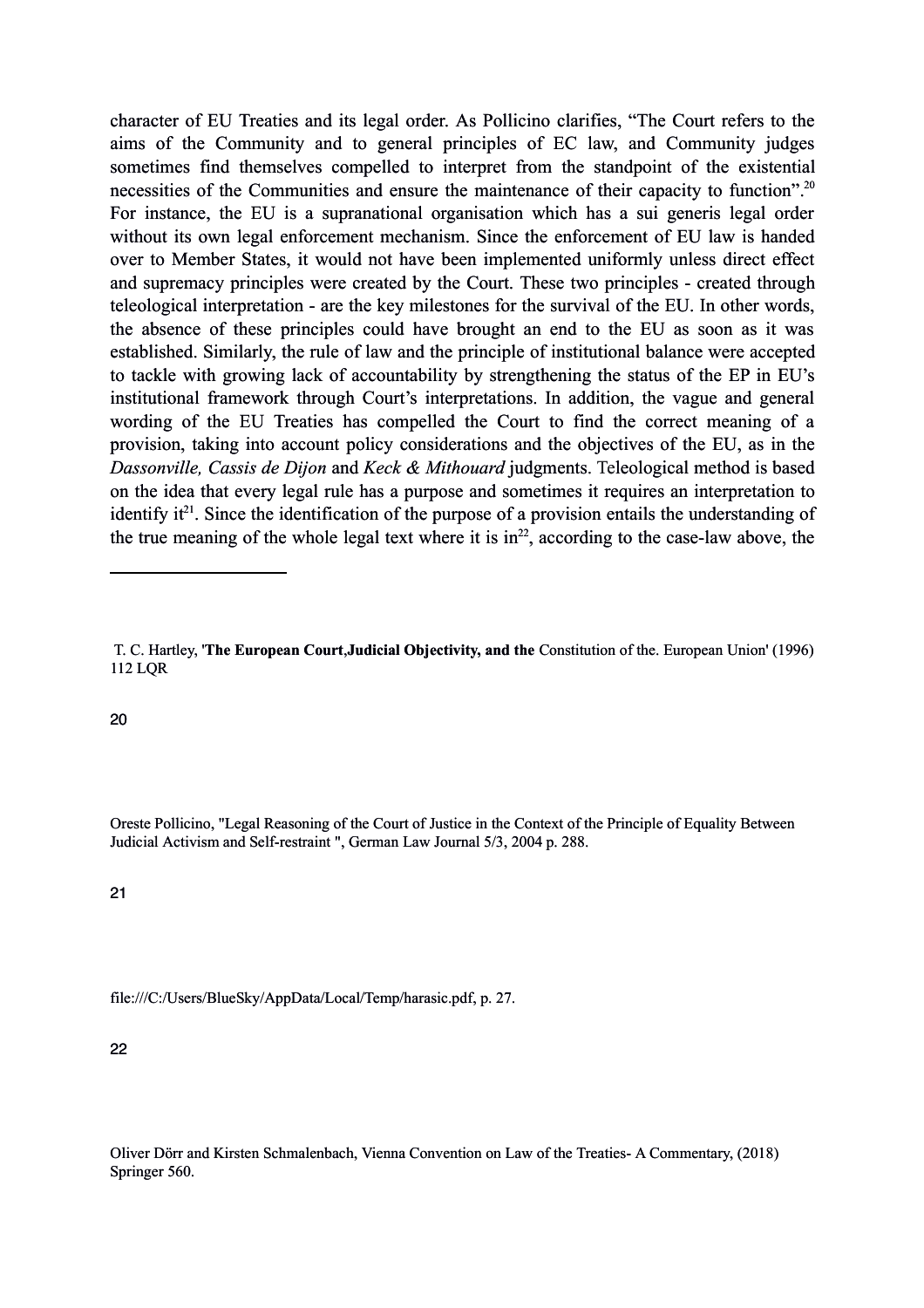character of EU Treaties and its legal order. As Pollicino clarifies, "The Court refers to the aims of the Community and to general principles of EC law, and Community judges sometimes find themselves compelled to interpret from the standpoint of the existential necessities of the Communities and ensure the maintenance of their capacity to function".[20] For instance, the EU is a supranational organisation which has a sui generis legal order without its own legal enforcement mechanism. Since the enforcement of EU law is handed over to Member States, it would not have been implemented uniformly unless direct effect and supremacy principles were created by the Court. These two principles - created through teleological interpretation - are the key milestones for the survival of the EU. In other words, the absence of these principles could have brought an end to the EU as soon as it was established. Similarly, the rule of law and the principle of institutional balance were accepted to tackle with growing lack of accountability by strengthening the status of the EP in EU's institutional framework through Court's interpretations. In addition, the vague and general wording of the EU Treaties has compelled the Court to find the correct meaning of a provision, taking into account policy considerations and the objectives of the EU, as in the *Dassonville, Cassis de Dijon* and *Keck & Mithouard* judgments. Teleological method is based on the idea that every legal rule has a purpose and sometimes it requires an interpretation to identify it[21]. Since the identification of the purpose of a provision entails the understanding of the true meaning of the whole legal text where it is in[22], according to the case-law above, the

---

T. C. Hartley, '**The European Court,Judicial Objectivity, and the** Constitution of the. European Union' (1996) 112 LQR

20

Oreste Pollicino, "Legal Reasoning of the Court of Justice in the Context of the Principle of Equality Between Judicial Activism and Self-restraint ", German Law Journal 5/3, 2004 p. 288.

21

file:///C:/Users/BlueSky/AppData/Local/Temp/harasic.pdf, p. 27.

22

Oliver Dörr and Kirsten Schmalenbach, Vienna Convention on Law of the Treaties- A Commentary, (2018) Springer 560.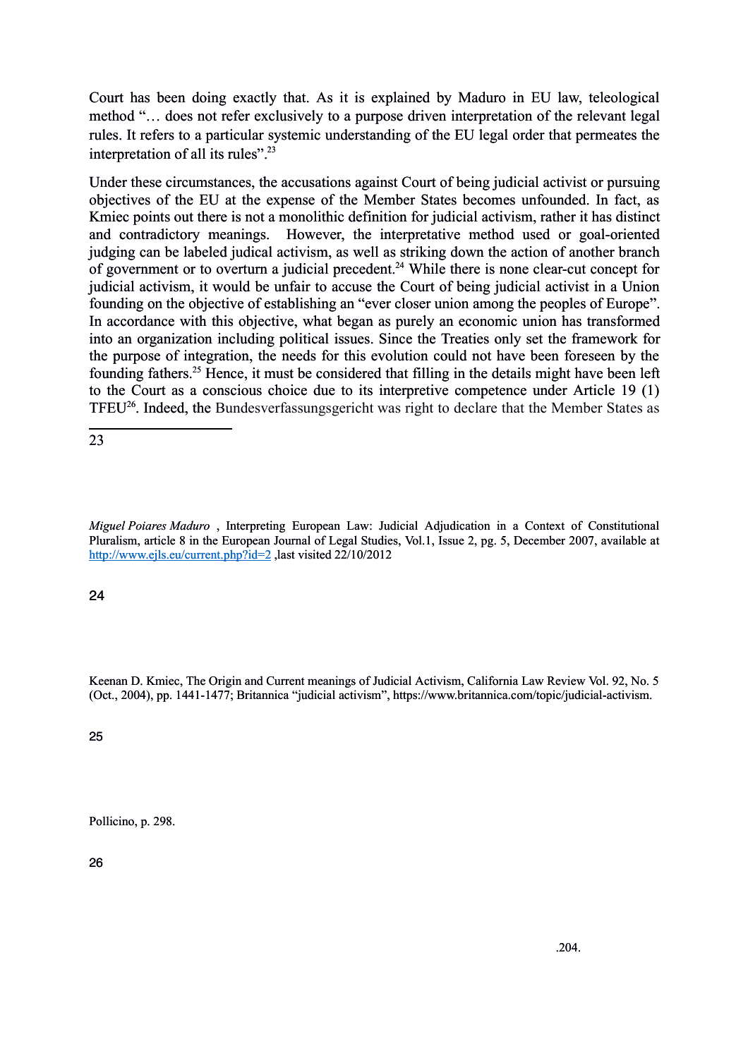Court has been doing exactly that. As it is explained by Maduro in EU law, teleological method "… does not refer exclusively to a purpose driven interpretation of the relevant legal rules. It refers to a particular systemic understanding of the EU legal order that permeates the interpretation of all its rules".[23]

Under these circumstances, the accusations against Court of being judicial activist or pursuing objectives of the EU at the expense of the Member States becomes unfounded. In fact, as Kmiec points out there is not a monolithic definition for judicial activism, rather it has distinct and contradictory meanings. However, the interpretative method used or goal-oriented judging can be labeled judical activism, as well as striking down the action of another branch of government or to overturn a judicial precedent.[24] While there is none clear-cut concept for judicial activism, it would be unfair to accuse the Court of being judicial activist in a Union founding on the objective of establishing an "ever closer union among the peoples of Europe". In accordance with this objective, what began as purely an economic union has transformed into an organization including political issues. Since the Treaties only set the framework for the purpose of integration, the needs for this evolution could not have been foreseen by the founding fathers.[25] Hence, it must be considered that filling in the details might have been left to the Court as a conscious choice due to its interpretive competence under Article 19 (1) TFEU[26]. Indeed, the Bundesverfassungsgericht was right to declare that the Member States as

---

23

*Miguel Poiares Maduro* , Interpreting European Law: Judicial Adjudication in a Context of Constitutional Pluralism, article 8 in the European Journal of Legal Studies, Vol.1, Issue 2, pg. 5, December 2007, available at http://www.ejls.eu/current.php?id=2 ,last visited 22/10/2012

24

Keenan D. Kmiec, The Origin and Current meanings of Judicial Activism, California Law Review Vol. 92, No. 5 (Oct., 2004), pp. 1441-1477; Britannica "judicial activism", https://www.britannica.com/topic/judicial-activism.

25

Pollicino, p. 298.

26

.204.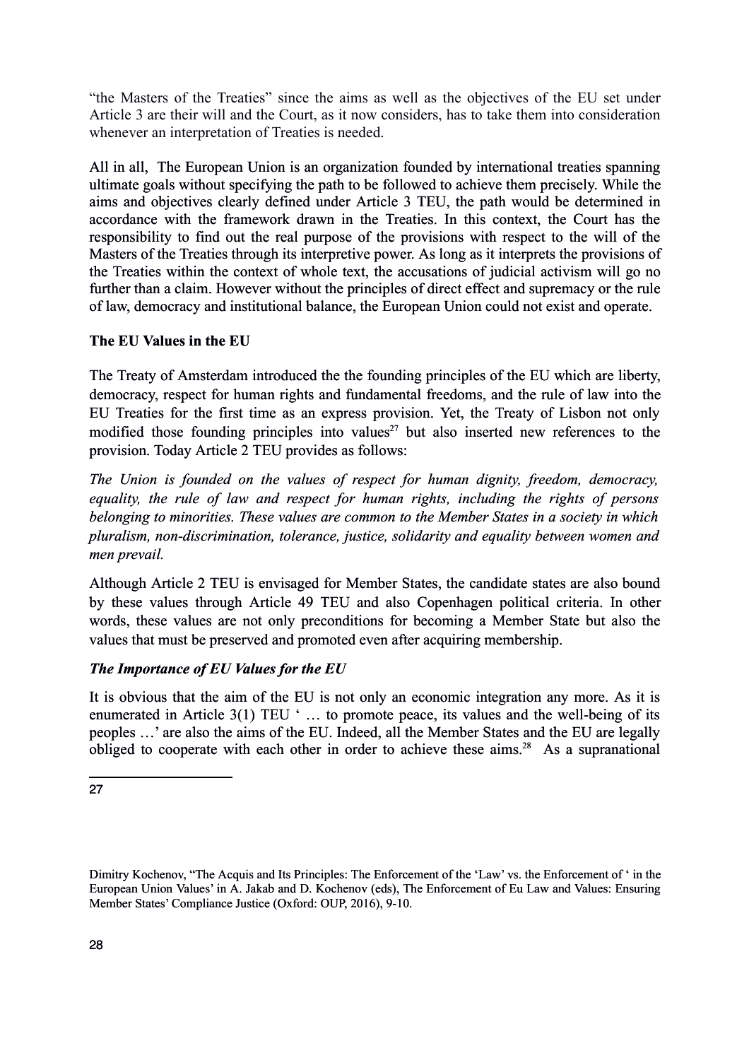"the Masters of the Treaties" since the aims as well as the objectives of the EU set under Article 3 are their will and the Court, as it now considers, has to take them into consideration whenever an interpretation of Treaties is needed.

All in all, The European Union is an organization founded by international treaties spanning ultimate goals without specifying the path to be followed to achieve them precisely. While the aims and objectives clearly defined under Article 3 TEU, the path would be determined in accordance with the framework drawn in the Treaties. In this context, the Court has the responsibility to find out the real purpose of the provisions with respect to the will of the Masters of the Treaties through its interpretive power. As long as it interprets the provisions of the Treaties within the context of whole text, the accusations of judicial activism will go no further than a claim. However without the principles of direct effect and supremacy or the rule of law, democracy and institutional balance, the European Union could not exist and operate.

**The EU Values in the EU**

The Treaty of Amsterdam introduced the the founding principles of the EU which are liberty, democracy, respect for human rights and fundamental freedoms, and the rule of law into the EU Treaties for the first time as an express provision. Yet, the Treaty of Lisbon not only modified those founding principles into values[27] but also inserted new references to the provision. Today Article 2 TEU provides as follows:

*The Union is founded on the values of respect for human dignity, freedom, democracy, equality, the rule of law and respect for human rights, including the rights of persons belonging to minorities. These values are common to the Member States in a society in which pluralism, non-discrimination, tolerance, justice, solidarity and equality between women and men prevail.*

Although Article 2 TEU is envisaged for Member States, the candidate states are also bound by these values through Article 49 TEU and also Copenhagen political criteria. In other words, these values are not only preconditions for becoming a Member State but also the values that must be preserved and promoted even after acquiring membership.

***The Importance of EU Values for the EU***

It is obvious that the aim of the EU is not only an economic integration any more. As it is enumerated in Article 3(1) TEU ' … to promote peace, its values and the well-being of its peoples …' are also the aims of the EU. Indeed, all the Member States and the EU are legally obliged to cooperate with each other in order to achieve these aims.[28] As a supranational

---

27

Dimitry Kochenov, "The Acquis and Its Principles: The Enforcement of the 'Law' vs. the Enforcement of ' in the European Union Values' in A. Jakab and D. Kochenov (eds), The Enforcement of Eu Law and Values: Ensuring Member States' Compliance Justice (Oxford: OUP, 2016), 9-10.

28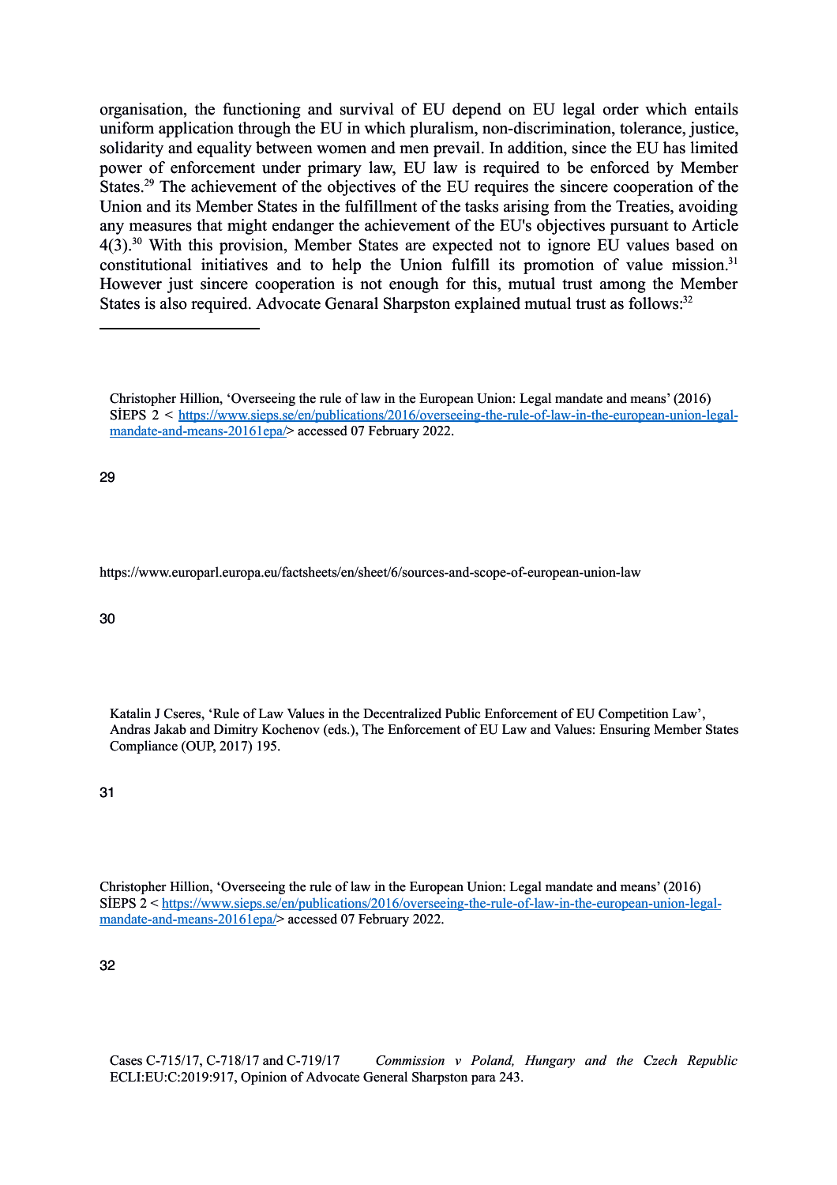organisation, the functioning and survival of EU depend on EU legal order which entails uniform application through the EU in which pluralism, non-discrimination, tolerance, justice, solidarity and equality between women and men prevail. In addition, since the EU has limited power of enforcement under primary law, EU law is required to be enforced by Member States.[29] The achievement of the objectives of the EU requires the sincere cooperation of the Union and its Member States in the fulfillment of the tasks arising from the Treaties, avoiding any measures that might endanger the achievement of the EU's objectives pursuant to Article 4(3).[30] With this provision, Member States are expected not to ignore EU values based on constitutional initiatives and to help the Union fulfill its promotion of value mission.[31] However just sincere cooperation is not enough for this, mutual trust among the Member States is also required. Advocate Genaral Sharpston explained mutual trust as follows:[32]

---

Christopher Hillion, 'Overseeing the rule of law in the European Union: Legal mandate and means' (2016) SİEPS 2 < https://www.sieps.se/en/publications/2016/overseeing-the-rule-of-law-in-the-european-union-legal-mandate-and-means-20161epa/> accessed 07 February 2022.

29 https://www.europarl.europa.eu/factsheets/en/sheet/6/sources-and-scope-of-european-union-law

30 Katalin J Cseres, 'Rule of Law Values in the Decentralized Public Enforcement of EU Competition Law', Andras Jakab and Dimitry Kochenov (eds.), The Enforcement of EU Law and Values: Ensuring Member States Compliance (OUP, 2017) 195.

31 Christopher Hillion, 'Overseeing the rule of law in the European Union: Legal mandate and means' (2016) SİEPS 2 < https://www.sieps.se/en/publications/2016/overseeing-the-rule-of-law-in-the-european-union-legal-mandate-and-means-20161epa/> accessed 07 February 2022.

32 Cases C-715/17, C-718/17 and C-719/17 *Commission v Poland, Hungary and the Czech Republic* ECLI:EU:C:2019:917, Opinion of Advocate General Sharpston para 243.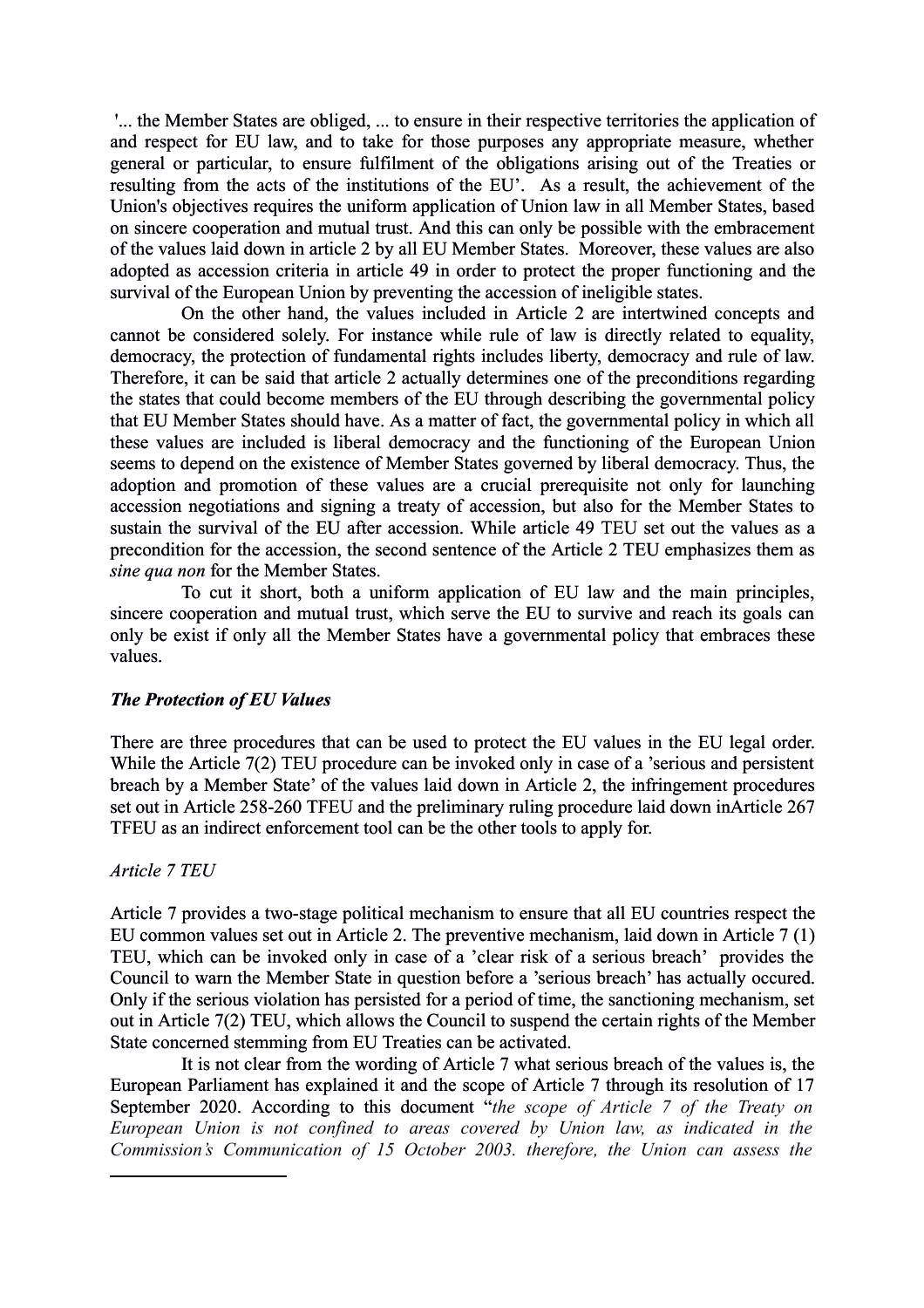'... the Member States are obliged, ... to ensure in their respective territories the application of and respect for EU law, and to take for those purposes any appropriate measure, whether general or particular, to ensure fulfilment of the obligations arising out of the Treaties or resulting from the acts of the institutions of the EU'. As a result, the achievement of the Union's objectives requires the uniform application of Union law in all Member States, based on sincere cooperation and mutual trust. And this can only be possible with the embracement of the values laid down in article 2 by all EU Member States. Moreover, these values are also adopted as accession criteria in article 49 in order to protect the proper functioning and the survival of the European Union by preventing the accession of ineligible states.

On the other hand, the values included in Article 2 are intertwined concepts and cannot be considered solely. For instance while rule of law is directly related to equality, democracy, the protection of fundamental rights includes liberty, democracy and rule of law. Therefore, it can be said that article 2 actually determines one of the preconditions regarding the states that could become members of the EU through describing the governmental policy that EU Member States should have. As a matter of fact, the governmental policy in which all these values are included is liberal democracy and the functioning of the European Union seems to depend on the existence of Member States governed by liberal democracy. Thus, the adoption and promotion of these values are a crucial prerequisite not only for launching accession negotiations and signing a treaty of accession, but also for the Member States to sustain the survival of the EU after accession. While article 49 TEU set out the values as a precondition for the accession, the second sentence of the Article 2 TEU emphasizes them as *sine qua non* for the Member States.

To cut it short, both a uniform application of EU law and the main principles, sincere cooperation and mutual trust, which serve the EU to survive and reach its goals can only be exist if only all the Member States have a governmental policy that embraces these values.

### *The Protection of EU Values*

There are three procedures that can be used to protect the EU values in the EU legal order. While the Article 7(2) TEU procedure can be invoked only in case of a 'serious and persistent breach by a Member State' of the values laid down in Article 2, the infringement procedures set out in Article 258-260 TFEU and the preliminary ruling procedure laid down inArticle 267 TFEU as an indirect enforcement tool can be the other tools to apply for.

#### *Article 7 TEU*

Article 7 provides a two-stage political mechanism to ensure that all EU countries respect the EU common values set out in Article 2. The preventive mechanism, laid down in Article 7 (1) TEU, which can be invoked only in case of a 'clear risk of a serious breach' provides the Council to warn the Member State in question before a 'serious breach' has actually occured. Only if the serious violation has persisted for a period of time, the sanctioning mechanism, set out in Article 7(2) TEU, which allows the Council to suspend the certain rights of the Member State concerned stemming from EU Treaties can be activated.

It is not clear from the wording of Article 7 what serious breach of the values is, the European Parliament has explained it and the scope of Article 7 through its resolution of 17 September 2020. According to this document "*the scope of Article 7 of the Treaty on European Union is not confined to areas covered by Union law, as indicated in the Commission's Communication of 15 October 2003. therefore, the Union can assess the*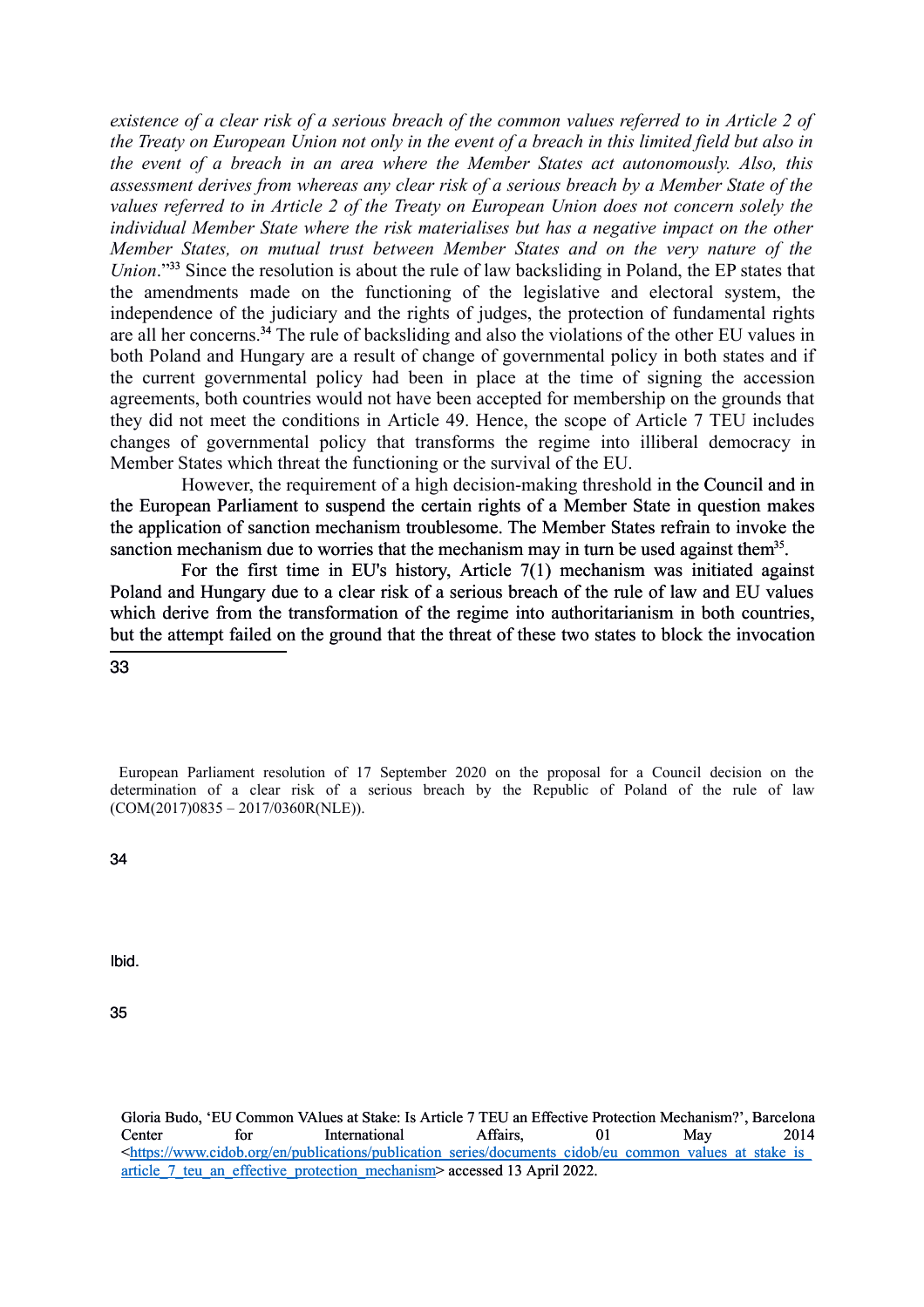*existence of a clear risk of a serious breach of the common values referred to in Article 2 of the Treaty on European Union not only in the event of a breach in this limited field but also in the event of a breach in an area where the Member States act autonomously. Also, this assessment derives from whereas any clear risk of a serious breach by a Member State of the values referred to in Article 2 of the Treaty on European Union does not concern solely the individual Member State where the risk materialises but has a negative impact on the other Member States, on mutual trust between Member States and on the very nature of the Union*."[33] Since the resolution is about the rule of law backsliding in Poland, the EP states that the amendments made on the functioning of the legislative and electoral system, the independence of the judiciary and the rights of judges, the protection of fundamental rights are all her concerns.[34] The rule of backsliding and also the violations of the other EU values in both Poland and Hungary are a result of change of governmental policy in both states and if the current governmental policy had been in place at the time of signing the accession agreements, both countries would not have been accepted for membership on the grounds that they did not meet the conditions in Article 49. Hence, the scope of Article 7 TEU includes changes of governmental policy that transforms the regime into illiberal democracy in Member States which threat the functioning or the survival of the EU.

However, the requirement of a high decision-making threshold in the Council and in the European Parliament to suspend the certain rights of a Member State in question makes the application of sanction mechanism troublesome. The Member States refrain to invoke the sanction mechanism due to worries that the mechanism may in turn be used against them[35].

For the first time in EU's history, Article 7(1) mechanism was initiated against Poland and Hungary due to a clear risk of a serious breach of the rule of law and EU values which derive from the transformation of the regime into authoritarianism in both countries, but the attempt failed on the ground that the threat of these two states to block the invocation

---

[33] European Parliament resolution of 17 September 2020 on the proposal for a Council decision on the determination of a clear risk of a serious breach by the Republic of Poland of the rule of law (COM(2017)0835 – 2017/0360R(NLE)).

[34] Ibid.

[35] Gloria Budo, 'EU Common VAlues at Stake: Is Article 7 TEU an Effective Protection Mechanism?', Barcelona Center for International Affairs, 01 May 2014 <https://www.cidob.org/en/publications/publication_series/documents_cidob/eu_common_values_at_stake_is_article_7_teu_an_effective_protection_mechanism> accessed 13 April 2022.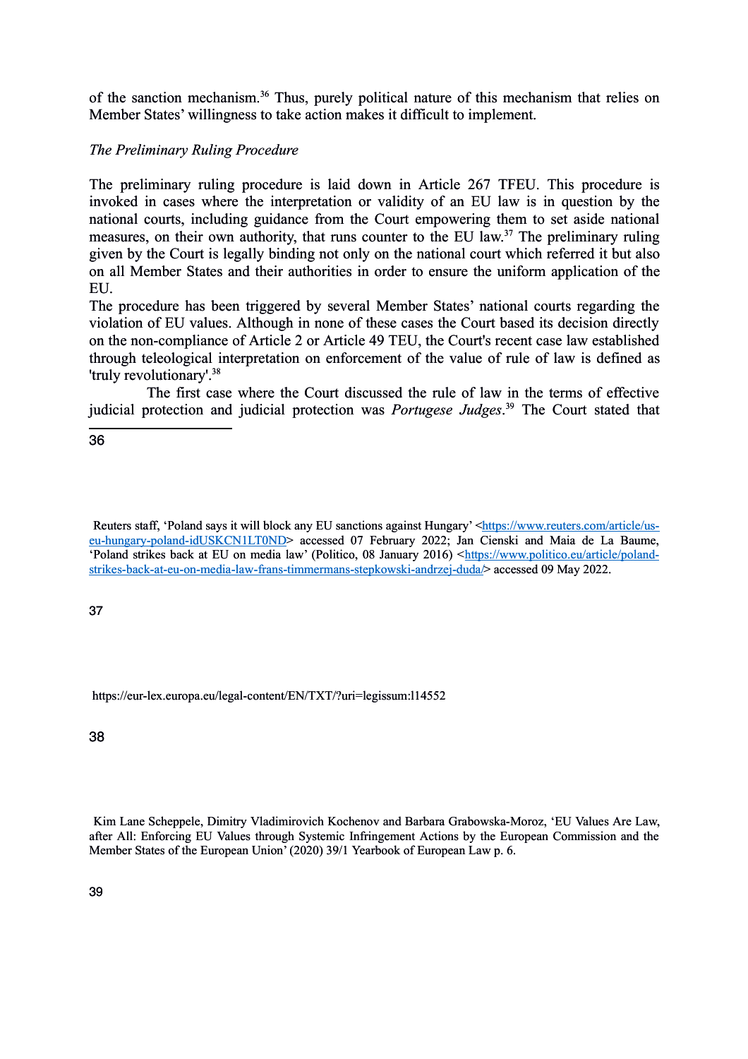of the sanction mechanism.[36] Thus, purely political nature of this mechanism that relies on Member States' willingness to take action makes it difficult to implement.

*The Preliminary Ruling Procedure*

The preliminary ruling procedure is laid down in Article 267 TFEU. This procedure is invoked in cases where the interpretation or validity of an EU law is in question by the national courts, including guidance from the Court empowering them to set aside national measures, on their own authority, that runs counter to the EU law.[37] The preliminary ruling given by the Court is legally binding not only on the national court which referred it but also on all Member States and their authorities in order to ensure the uniform application of the EU.

The procedure has been triggered by several Member States' national courts regarding the violation of EU values. Although in none of these cases the Court based its decision directly on the non-compliance of Article 2 or Article 49 TEU, the Court's recent case law established through teleological interpretation on enforcement of the value of rule of law is defined as 'truly revolutionary'.[38]

The first case where the Court discussed the rule of law in the terms of effective judicial protection and judicial protection was *Portugese Judges*.[39] The Court stated that

---

36 Reuters staff, 'Poland says it will block any EU sanctions against Hungary' <https://www.reuters.com/article/us-eu-hungary-poland-idUSKCN1LT0ND> accessed 07 February 2022; Jan Cienski and Maia de La Baume, 'Poland strikes back at EU on media law' (Politico, 08 January 2016) <https://www.politico.eu/article/poland-strikes-back-at-eu-on-media-law-frans-timmermans-stepkowski-andrzej-duda/> accessed 09 May 2022.

37 https://eur-lex.europa.eu/legal-content/EN/TXT/?uri=legissum:l14552

38 Kim Lane Scheppele, Dimitry Vladimirovich Kochenov and Barbara Grabowska-Moroz, 'EU Values Are Law, after All: Enforcing EU Values through Systemic Infringement Actions by the European Commission and the Member States of the European Union' (2020) 39/1 Yearbook of European Law p. 6.

39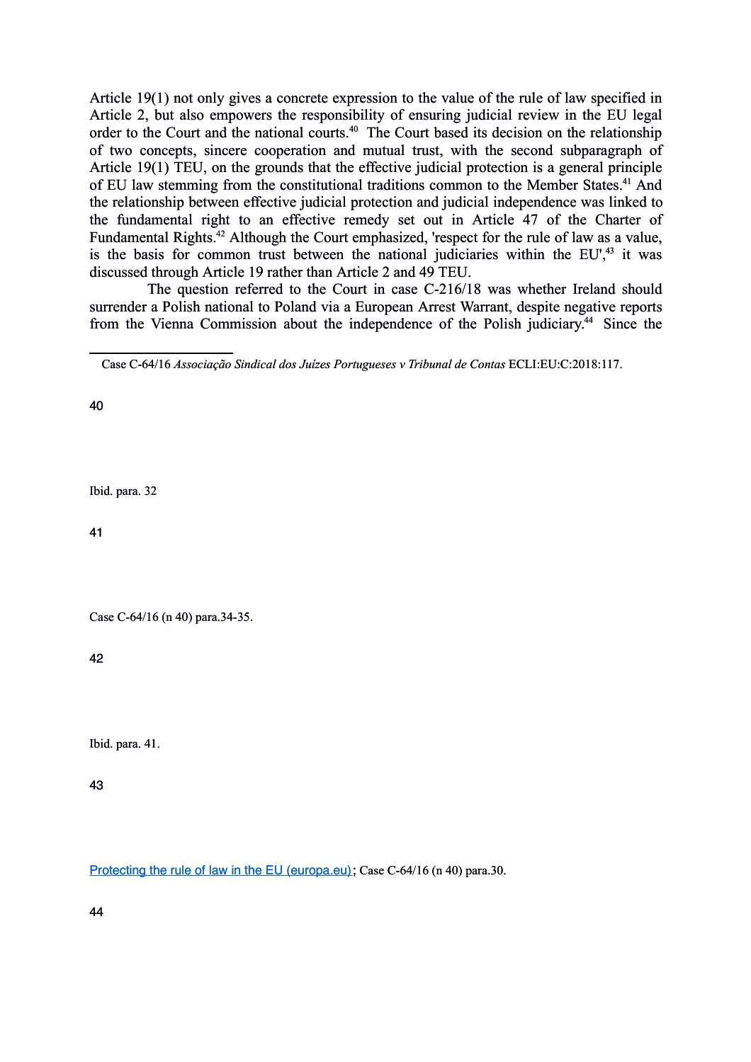Article 19(1) not only gives a concrete expression to the value of the rule of law specified in Article 2, but also empowers the responsibility of ensuring judicial review in the EU legal order to the Court and the national courts.[40] The Court based its decision on the relationship of two concepts, sincere cooperation and mutual trust, with the second subparagraph of Article 19(1) TEU, on the grounds that the effective judicial protection is a general principle of EU law stemming from the constitutional traditions common to the Member States.[41] And the relationship between effective judicial protection and judicial independence was linked to the fundamental right to an effective remedy set out in Article 47 of the Charter of Fundamental Rights.[42] Although the Court emphasized, 'respect for the rule of law as a value, is the basis for common trust between the national judiciaries within the EU',[43] it was discussed through Article 19 rather than Article 2 and 49 TEU.

The question referred to the Court in case C-216/18 was whether Ireland should surrender a Polish national to Poland via a European Arrest Warrant, despite negative reports from the Vienna Commission about the independence of the Polish judiciary.[44] Since the

---

[40] Case C-64/16 *Associação Sindical dos Juízes Portugueses v Tribunal de Contas* ECLI:EU:C:2018:117.

[41] Ibid. para. 32

[42] Case C-64/16 (n 40) para.34-35.

[43] Ibid. para. 41.

[44] [Protecting the rule of law in the EU (europa.eu)](); Case C-64/16 (n 40) para.30.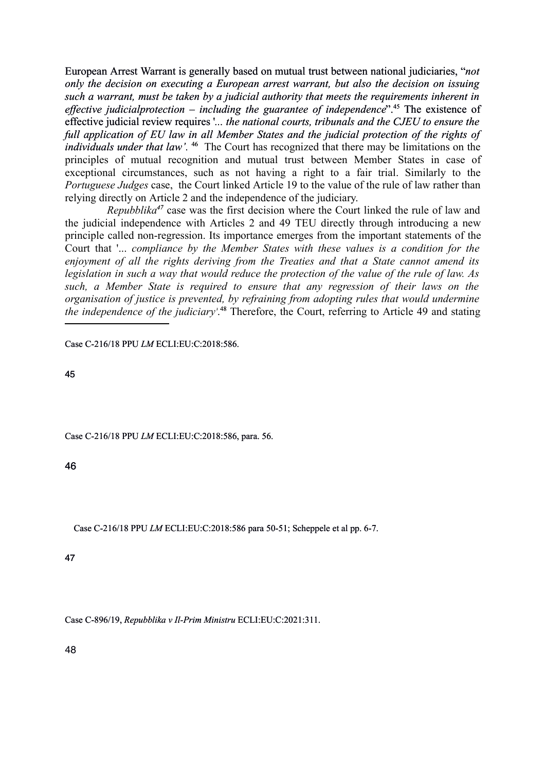European Arrest Warrant is generally based on mutual trust between national judiciaries, "*not only the decision on executing a European arrest warrant, but also the decision on issuing such a warrant, must be taken by a judicial authority that meets the requirements inherent in effective judicialprotection – including the guarantee of independence*".[45] The existence of effective judicial review requires '*... the national courts, tribunals and the CJEU to ensure the full application of EU law in all Member States and the judicial protection of the rights of individuals under that law'*. [46] The Court has recognized that there may be limitations on the principles of mutual recognition and mutual trust between Member States in case of exceptional circumstances, such as not having a right to a fair trial. Similarly to the *Portuguese Judges* case, the Court linked Article 19 to the value of the rule of law rather than relying directly on Article 2 and the independence of the judiciary.

*Repubblika*[47] case was the first decision where the Court linked the rule of law and the judicial independence with Articles 2 and 49 TEU directly through introducing a new principle called non-regression. Its importance emerges from the important statements of the Court that '*... compliance by the Member States with these values is a condition for the enjoyment of all the rights deriving from the Treaties and that a State cannot amend its legislation in such a way that would reduce the protection of the value of the rule of law. As such, a Member State is required to ensure that any regression of their laws on the organisation of justice is prevented, by refraining from adopting rules that would undermine the independence of the judiciary'*.[48] Therefore, the Court, referring to Article 49 and stating

---

Case C-216/18 PPU *LM* ECLI:EU:C:2018:586.

45

Case C-216/18 PPU *LM* ECLI:EU:C:2018:586, para. 56.

46

Case C-216/18 PPU *LM* ECLI:EU:C:2018:586 para 50-51; Scheppele et al pp. 6-7.

47

Case C-896/19, *Repubblika v Il-Prim Ministru* ECLI:EU:C:2021:311.

48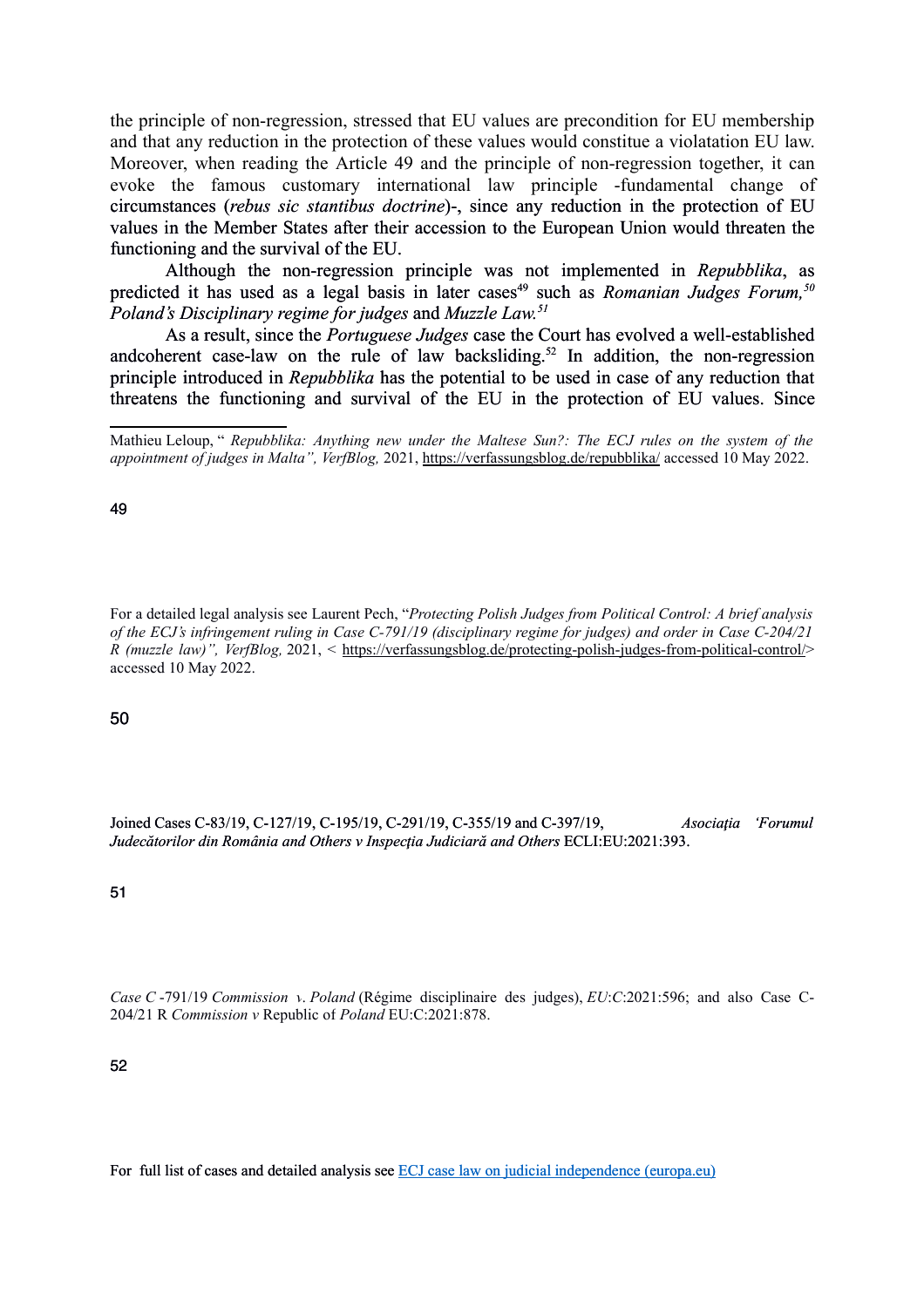the principle of non-regression, stressed that EU values are precondition for EU membership and that any reduction in the protection of these values would constitue a violatation EU law. Moreover, when reading the Article 49 and the principle of non-regression together, it can evoke the famous customary international law principle -fundamental change of circumstances (*rebus sic stantibus doctrine*)-, since any reduction in the protection of EU values in the Member States after their accession to the European Union would threaten the functioning and the survival of the EU.

Although the non-regression principle was not implemented in *Repubblika*, as predicted it has used as a legal basis in later cases[49] such as *Romanian Judges Forum,*[50] *Poland's Disciplinary regime for judges* and *Muzzle Law.*[51]

As a result, since the *Portuguese Judges* case the Court has evolved a well-established andcoherent case-law on the rule of law backsliding.[52] In addition, the non-regression principle introduced in *Repubblika* has the potential to be used in case of any reduction that threatens the functioning and survival of the EU in the protection of EU values. Since

---

Mathieu Leloup, " *Repubblika: Anything new under the Maltese Sun?: The ECJ rules on the system of the appointment of judges in Malta", VerfBlog,* 2021, https://verfassungsblog.de/repubblika/ accessed 10 May 2022.

49

For a detailed legal analysis see Laurent Pech, "*Protecting Polish Judges from Political Control: A brief analysis of the ECJ's infringement ruling in Case C-791/19 (disciplinary regime for judges) and order in Case C-204/21 R (muzzle law)", VerfBlog,* 2021, < https://verfassungsblog.de/protecting-polish-judges-from-political-control/> accessed 10 May 2022.

50

Joined Cases C-83/19, C-127/19, C-195/19, C-291/19, C-355/19 and C-397/19, *Asociaţia 'Forumul Judecătorilor din România and Others v Inspecţia Judiciară and Others* ECLI:EU:2021:393.

51

*Case C* -791/19 *Commission v. Poland* (Régime disciplinaire des judges), *EU*:*C*:2021:596; and also Case C-204/21 R *Commission v* Republic of *Poland* EU:C:2021:878.

52

For full list of cases and detailed analysis see ECJ case law on judicial independence (europa.eu)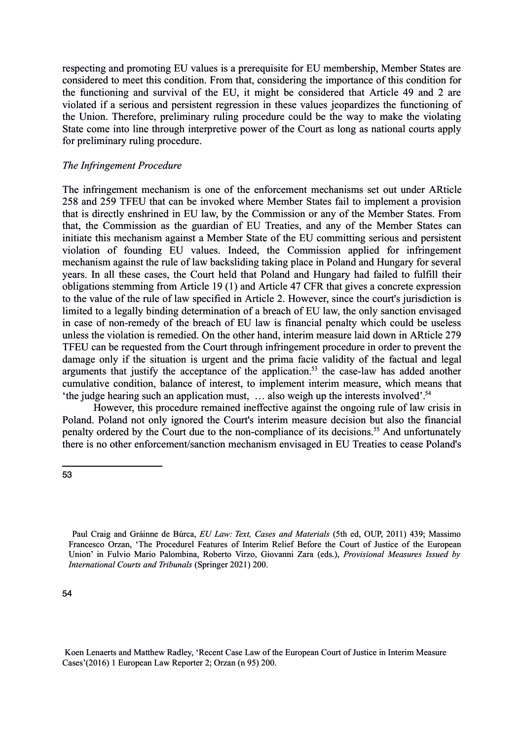respecting and promoting EU values is a prerequisite for EU membership, Member States are considered to meet this condition. From that, considering the importance of this condition for the functioning and survival of the EU, it might be considered that Article 49 and 2 are violated if a serious and persistent regression in these values jeopardizes the functioning of the Union. Therefore, preliminary ruling procedure could be the way to make the violating State come into line through interpretive power of the Court as long as national courts apply for preliminary ruling procedure.

*The Infringement Procedure*

The infringement mechanism is one of the enforcement mechanisms set out under ARticle 258 and 259 TFEU that can be invoked where Member States fail to implement a provision that is directly enshrined in EU law, by the Commission or any of the Member States. From that, the Commission as the guardian of EU Treaties, and any of the Member States can initiate this mechanism against a Member State of the EU committing serious and persistent violation of founding EU values. Indeed, the Commission applied for infringement mechanism against the rule of law backsliding taking place in Poland and Hungary for several years. In all these cases, the Court held that Poland and Hungary had failed to fulfill their obligations stemming from Article 19 (1) and Article 47 CFR that gives a concrete expression to the value of the rule of law specified in Article 2. However, since the court's jurisdiction is limited to a legally binding determination of a breach of EU law, the only sanction envisaged in case of non-remedy of the breach of EU law is financial penalty which could be useless unless the violation is remedied. On the other hand, interim measure laid down in ARticle 279 TFEU can be requested from the Court through infringement procedure in order to prevent the damage only if the situation is urgent and the prima facie validity of the factual and legal arguments that justify the acceptance of the application.[53] the case-law has added another cumulative condition, balance of interest, to implement interim measure, which means that 'the judge hearing such an application must, … also weigh up the interests involved'.[54]

However, this procedure remained ineffective against the ongoing rule of law crisis in Poland. Poland not only ignored the Court's interim measure decision but also the financial penalty ordered by the Court due to the non-compliance of its decisions.[55] And unfortunately there is no other enforcement/sanction mechanism envisaged in EU Treaties to cease Poland's

---

53 Paul Craig and Gráinne de Búrca, *EU Law: Text, Cases and Materials* (5th ed, OUP, 2011) 439; Massimo Francesco Orzan, 'The Procedurel Features of Interim Relief Before the Court of Justice of the European Union' in Fulvio Mario Palombina, Roberto Virzo, Giovanni Zara (eds.), *Provisional Measures Issued by International Courts and Tribunals* (Springer 2021) 200.

54 Koen Lenaerts and Matthew Radley, 'Recent Case Law of the European Court of Justice in Interim Measure Cases'(2016) 1 European Law Reporter 2; Orzan (n 95) 200.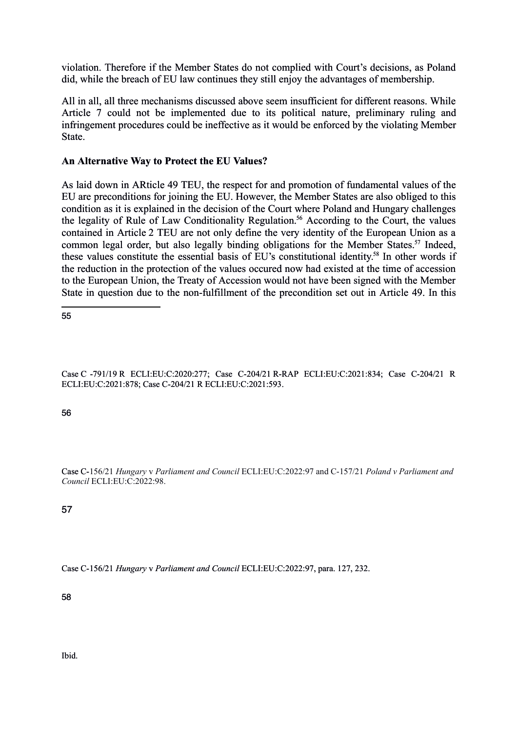violation. Therefore if the Member States do not complied with Court's decisions, as Poland did, while the breach of EU law continues they still enjoy the advantages of membership.

All in all, all three mechanisms discussed above seem insufficient for different reasons. While Article 7 could not be implemented due to its political nature, preliminary ruling and infringement procedures could be ineffective as it would be enforced by the violating Member State.

**An Alternative Way to Protect the EU Values?**

As laid down in ARticle 49 TEU, the respect for and promotion of fundamental values of the EU are preconditions for joining the EU. However, the Member States are also obliged to this condition as it is explained in the decision of the Court where Poland and Hungary challenges the legality of Rule of Law Conditionality Regulation.[56] According to the Court, the values contained in Article 2 TEU are not only define the very identity of the European Union as a common legal order, but also legally binding obligations for the Member States.[57] Indeed, these values constitute the essential basis of EU's constitutional identity.[58] In other words if the reduction in the protection of the values occured now had existed at the time of accession to the European Union, the Treaty of Accession would not have been signed with the Member State in question due to the non-fulfillment of the precondition set out in Article 49. In this

---

55 Case C -791/19 R ECLI:EU:C:2020:277; Case C-204/21 R-RAP ECLI:EU:C:2021:834; Case C-204/21 R ECLI:EU:C:2021:878; Case C-204/21 R ECLI:EU:C:2021:593.

56 Case C-156/21 *Hungary* v *Parliament and Council* ECLI:EU:C:2022:97 and C-157/21 *Poland v Parliament and Council* ECLI:EU:C:2022:98.

57 Case C-156/21 *Hungary* v *Parliament and Council* ECLI:EU:C:2022:97, para. 127, 232.

58 Ibid.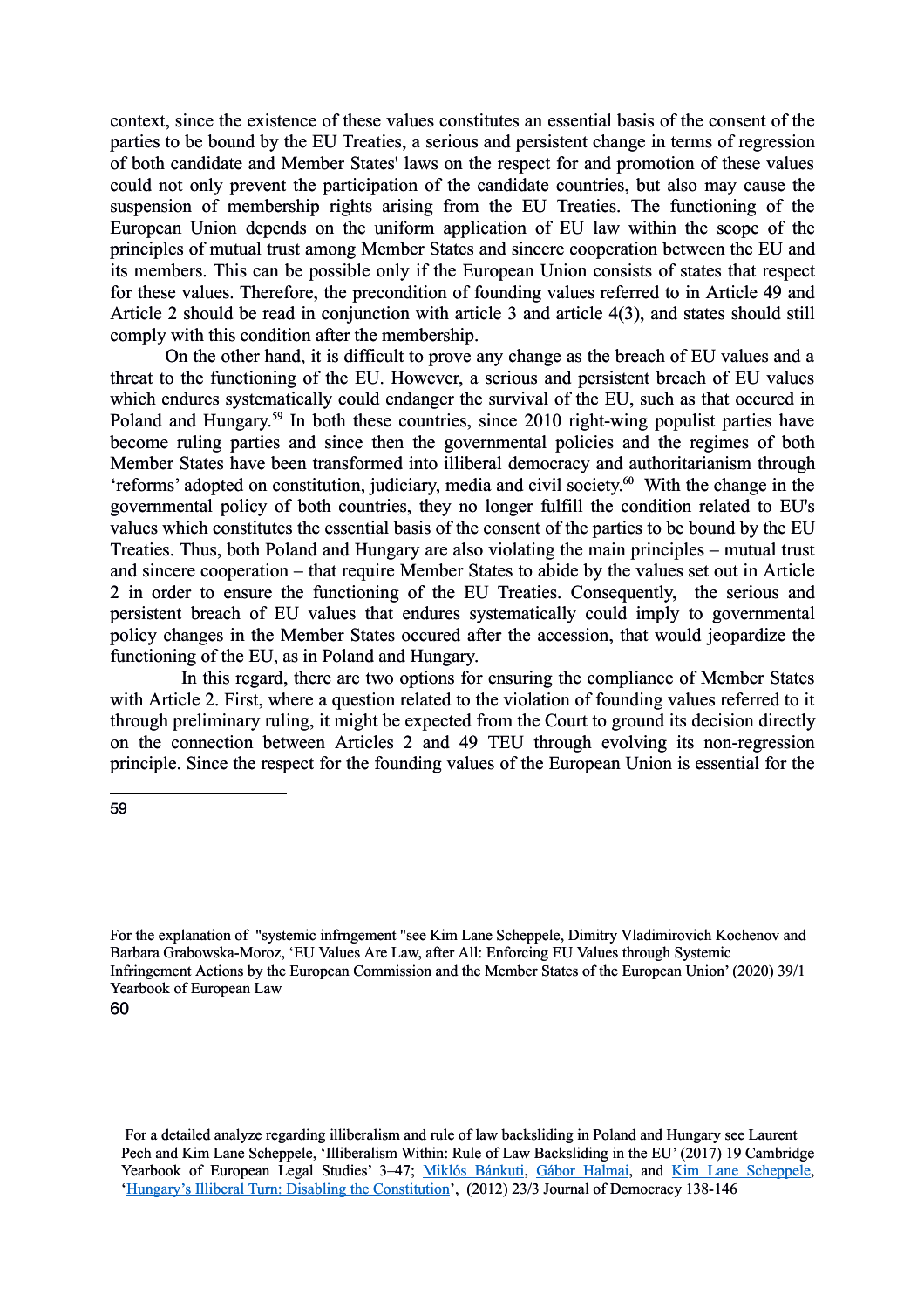context, since the existence of these values constitutes an essential basis of the consent of the parties to be bound by the EU Treaties, a serious and persistent change in terms of regression of both candidate and Member States' laws on the respect for and promotion of these values could not only prevent the participation of the candidate countries, but also may cause the suspension of membership rights arising from the EU Treaties. The functioning of the European Union depends on the uniform application of EU law within the scope of the principles of mutual trust among Member States and sincere cooperation between the EU and its members. This can be possible only if the European Union consists of states that respect for these values. Therefore, the precondition of founding values referred to in Article 49 and Article 2 should be read in conjunction with article 3 and article 4(3), and states should still comply with this condition after the membership.

On the other hand, it is difficult to prove any change as the breach of EU values and a threat to the functioning of the EU. However, a serious and persistent breach of EU values which endures systematically could endanger the survival of the EU, such as that occured in Poland and Hungary.[59] In both these countries, since 2010 right-wing populist parties have become ruling parties and since then the governmental policies and the regimes of both Member States have been transformed into illiberal democracy and authoritarianism through 'reforms' adopted on constitution, judiciary, media and civil society.[60] With the change in the governmental policy of both countries, they no longer fulfill the condition related to EU's values which constitutes the essential basis of the consent of the parties to be bound by the EU Treaties. Thus, both Poland and Hungary are also violating the main principles – mutual trust and sincere cooperation – that require Member States to abide by the values set out in Article 2 in order to ensure the functioning of the EU Treaties. Consequently, the serious and persistent breach of EU values that endures systematically could imply to governmental policy changes in the Member States occured after the accession, that would jeopardize the functioning of the EU, as in Poland and Hungary.

In this regard, there are two options for ensuring the compliance of Member States with Article 2. First, where a question related to the violation of founding values referred to it through preliminary ruling, it might be expected from the Court to ground its decision directly on the connection between Articles 2 and 49 TEU through evolving its non-regression principle. Since the respect for the founding values of the European Union is essential for the

---

[59] For the explanation of "systemic infrngement "see Kim Lane Scheppele, Dimitry Vladimirovich Kochenov and Barbara Grabowska-Moroz, 'EU Values Are Law, after All: Enforcing EU Values through Systemic Infringement Actions by the European Commission and the Member States of the European Union' (2020) 39/1 Yearbook of European Law

[60] For a detailed analyze regarding illiberalism and rule of law backsliding in Poland and Hungary see Laurent Pech and Kim Lane Scheppele, 'Illiberalism Within: Rule of Law Backsliding in the EU' (2017) 19 Cambridge Yearbook of European Legal Studies' 3–47; Miklós Bánkuti, Gábor Halmai, and Kim Lane Scheppele, 'Hungary's Illiberal Turn: Disabling the Constitution', (2012) 23/3 Journal of Democracy 138-146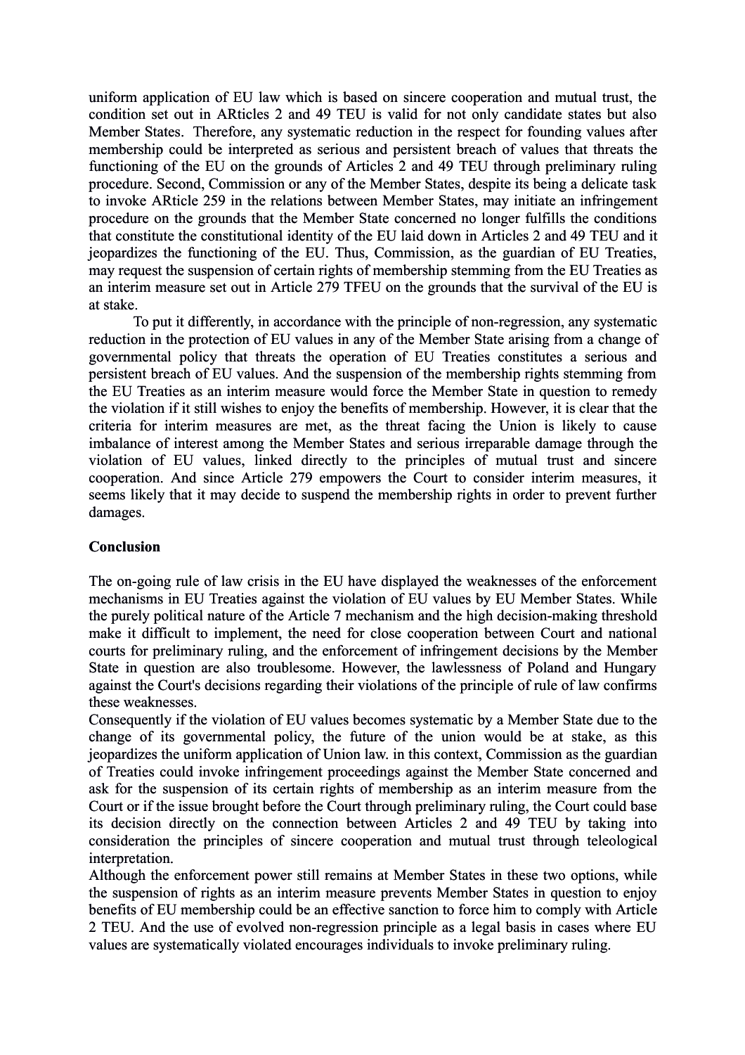uniform application of EU law which is based on sincere cooperation and mutual trust, the condition set out in ARticles 2 and 49 TEU is valid for not only candidate states but also Member States. Therefore, any systematic reduction in the respect for founding values after membership could be interpreted as serious and persistent breach of values that threats the functioning of the EU on the grounds of Articles 2 and 49 TEU through preliminary ruling procedure. Second, Commission or any of the Member States, despite its being a delicate task to invoke ARticle 259 in the relations between Member States, may initiate an infringement procedure on the grounds that the Member State concerned no longer fulfills the conditions that constitute the constitutional identity of the EU laid down in Articles 2 and 49 TEU and it jeopardizes the functioning of the EU. Thus, Commission, as the guardian of EU Treaties, may request the suspension of certain rights of membership stemming from the EU Treaties as an interim measure set out in Article 279 TFEU on the grounds that the survival of the EU is at stake.

To put it differently, in accordance with the principle of non-regression, any systematic reduction in the protection of EU values in any of the Member State arising from a change of governmental policy that threats the operation of EU Treaties constitutes a serious and persistent breach of EU values. And the suspension of the membership rights stemming from the EU Treaties as an interim measure would force the Member State in question to remedy the violation if it still wishes to enjoy the benefits of membership. However, it is clear that the criteria for interim measures are met, as the threat facing the Union is likely to cause imbalance of interest among the Member States and serious irreparable damage through the violation of EU values, linked directly to the principles of mutual trust and sincere cooperation. And since Article 279 empowers the Court to consider interim measures, it seems likely that it may decide to suspend the membership rights in order to prevent further damages.

**Conclusion**

The on-going rule of law crisis in the EU have displayed the weaknesses of the enforcement mechanisms in EU Treaties against the violation of EU values by EU Member States. While the purely political nature of the Article 7 mechanism and the high decision-making threshold make it difficult to implement, the need for close cooperation between Court and national courts for preliminary ruling, and the enforcement of infringement decisions by the Member State in question are also troublesome. However, the lawlessness of Poland and Hungary against the Court's decisions regarding their violations of the principle of rule of law confirms these weaknesses.

Consequently if the violation of EU values becomes systematic by a Member State due to the change of its governmental policy, the future of the union would be at stake, as this jeopardizes the uniform application of Union law. in this context, Commission as the guardian of Treaties could invoke infringement proceedings against the Member State concerned and ask for the suspension of its certain rights of membership as an interim measure from the Court or if the issue brought before the Court through preliminary ruling, the Court could base its decision directly on the connection between Articles 2 and 49 TEU by taking into consideration the principles of sincere cooperation and mutual trust through teleological interpretation.

Although the enforcement power still remains at Member States in these two options, while the suspension of rights as an interim measure prevents Member States in question to enjoy benefits of EU membership could be an effective sanction to force him to comply with Article 2 TEU. And the use of evolved non-regression principle as a legal basis in cases where EU values are systematically violated encourages individuals to invoke preliminary ruling.